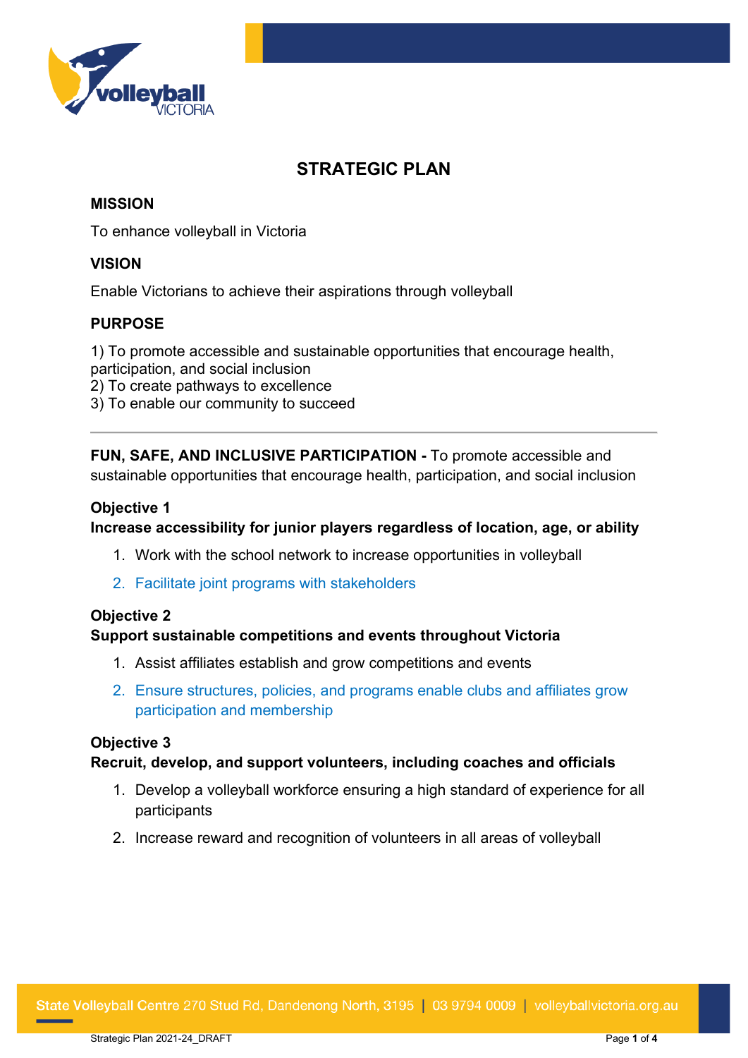# STRATEGIC PLAN

## MISSION

To enhance volleyball in Victoria

## VISION

Enable Victorians to achieve their aspirations through volleyball

## PURPOSE

1) To promote accessible and sustainable opportunities that encourage health, participation, and social inclusion
2) To create pathways to excellence
3) To enable our community to succeed

---

**FUN, SAFE, AND INCLUSIVE PARTICIPATION -** To promote accessible and sustainable opportunities that encourage health, participation, and social inclusion

### Objective 1
### Increase accessibility for junior players regardless of location, age, or ability

1. Work with the school network to increase opportunities in volleyball
2. Facilitate joint programs with stakeholders

### Objective 2
### Support sustainable competitions and events throughout Victoria

1. Assist affiliates establish and grow competitions and events
2. Ensure structures, policies, and programs enable clubs and affiliates grow participation and membership

### Objective 3
### Recruit, develop, and support volunteers, including coaches and officials

1. Develop a volleyball workforce ensuring a high standard of experience for all participants
2. Increase reward and recognition of volunteers in all areas of volleyball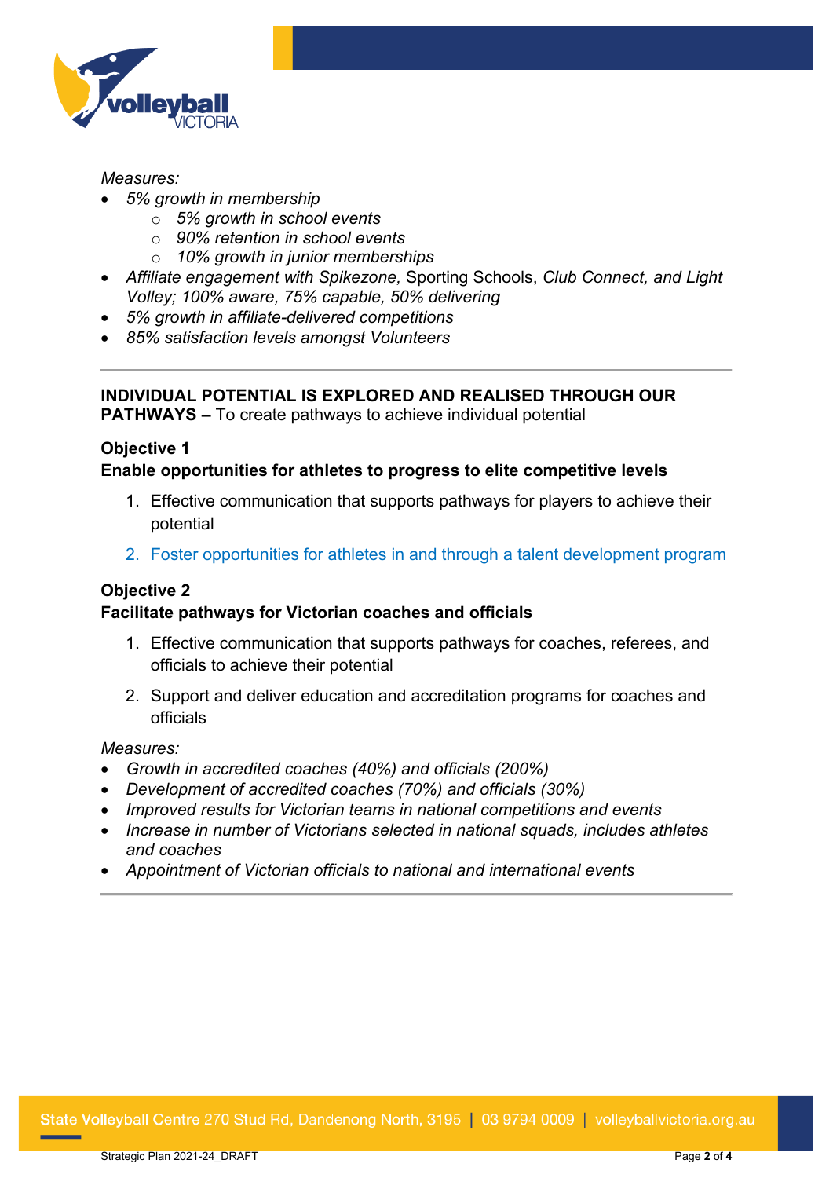*Measures:*

- *5% growth in membership*
    - *5% growth in school events*
    - *90% retention in school events*
    - *10% growth in junior memberships*
- *Affiliate engagement with Spikezone,* Sporting Schools, *Club Connect, and Light Volley; 100% aware, 75% capable, 50% delivering*
- *5% growth in affiliate-delivered competitions*
- *85% satisfaction levels amongst Volunteers*

---

**INDIVIDUAL POTENTIAL IS EXPLORED AND REALISED THROUGH OUR PATHWAYS –** To create pathways to achieve individual potential

**Objective 1**

**Enable opportunities for athletes to progress to elite competitive levels**

1. Effective communication that supports pathways for players to achieve their potential
2. Foster opportunities for athletes in and through a talent development program

**Objective 2**

**Facilitate pathways for Victorian coaches and officials**

1. Effective communication that supports pathways for coaches, referees, and officials to achieve their potential
2. Support and deliver education and accreditation programs for coaches and officials

*Measures:*

- *Growth in accredited coaches (40%) and officials (200%)*
- *Development of accredited coaches (70%) and officials (30%)*
- *Improved results for Victorian teams in national competitions and events*
- *Increase in number of Victorians selected in national squads, includes athletes and coaches*
- *Appointment of Victorian officials to national and international events*

---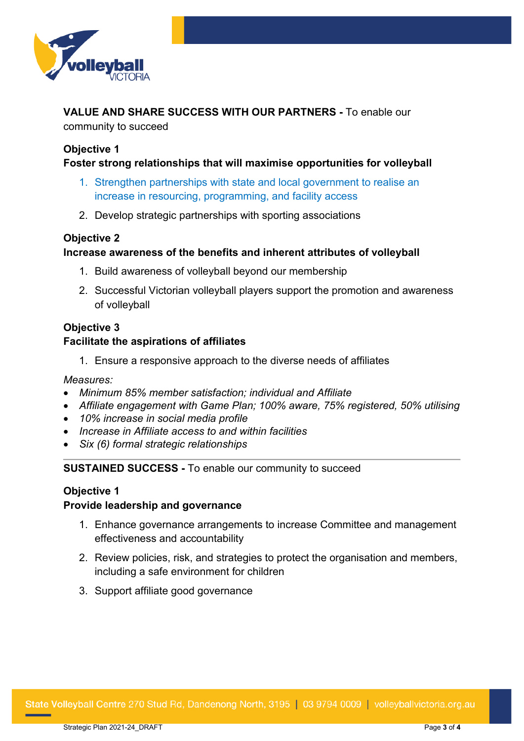**VALUE AND SHARE SUCCESS WITH OUR PARTNERS -** To enable our community to succeed

**Objective 1**
**Foster strong relationships that will maximise opportunities for volleyball**

1. Strengthen partnerships with state and local government to realise an increase in resourcing, programming, and facility access
2. Develop strategic partnerships with sporting associations

**Objective 2**
**Increase awareness of the benefits and inherent attributes of volleyball**

1. Build awareness of volleyball beyond our membership
2. Successful Victorian volleyball players support the promotion and awareness of volleyball

**Objective 3**
**Facilitate the aspirations of affiliates**

1. Ensure a responsive approach to the diverse needs of affiliates

*Measures:*

- *Minimum 85% member satisfaction; individual and Affiliate*
- *Affiliate engagement with Game Plan; 100% aware, 75% registered, 50% utilising*
- *10% increase in social media profile*
- *Increase in Affiliate access to and within facilities*
- *Six (6) formal strategic relationships*

---

**SUSTAINED SUCCESS -** To enable our community to succeed

**Objective 1**
**Provide leadership and governance**

1. Enhance governance arrangements to increase Committee and management effectiveness and accountability
2. Review policies, risk, and strategies to protect the organisation and members, including a safe environment for children
3. Support affiliate good governance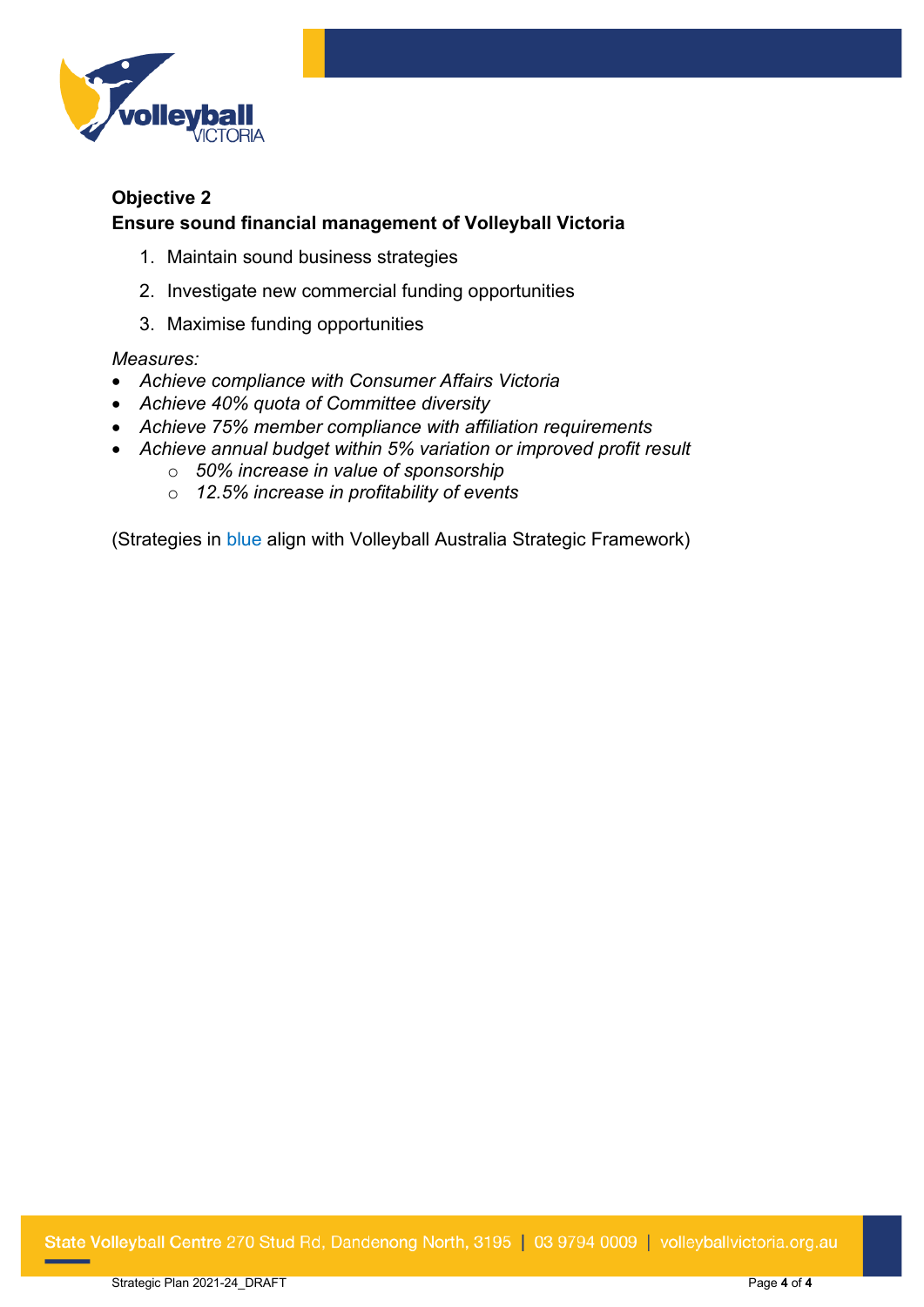**Objective 2**
**Ensure sound financial management of Volleyball Victoria**

1. Maintain sound business strategies
2. Investigate new commercial funding opportunities
3. Maximise funding opportunities

*Measures:*

- *Achieve compliance with Consumer Affairs Victoria*
- *Achieve 40% quota of Committee diversity*
- *Achieve 75% member compliance with affiliation requirements*
- *Achieve annual budget within 5% variation or improved profit result*
  - *50% increase in value of sponsorship*
  - *12.5% increase in profitability of events*

(Strategies in blue align with Volleyball Australia Strategic Framework)